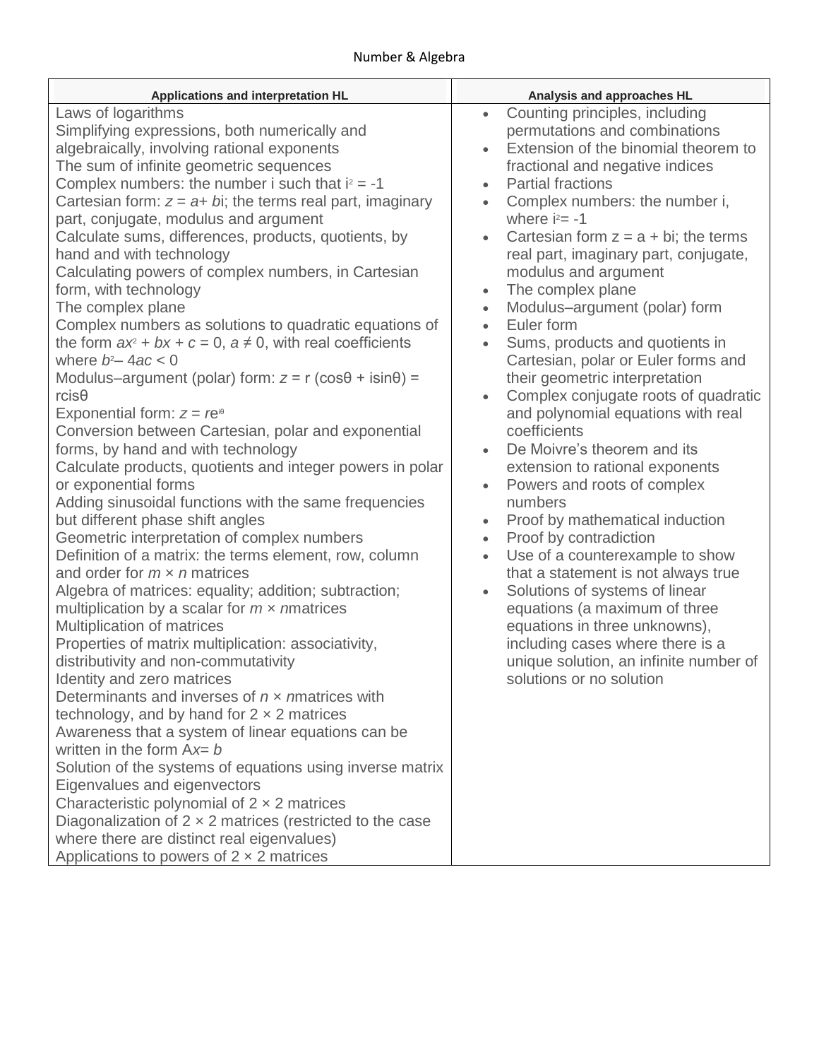Number & Algebra

| Applications and interpretation HL | Analysis and approaches HL |
|---|---|
| Laws of logarithms<br>Simplifying expressions, both numerically and algebraically, involving rational exponents<br>The sum of infinite geometric sequences<br>Complex numbers: the number i such that $i^2 = -1$<br>Cartesian form: $z = a + bi$; the terms real part, imaginary part, conjugate, modulus and argument<br>Calculate sums, differences, products, quotients, by hand and with technology<br>Calculating powers of complex numbers, in Cartesian form, with technology<br>The complex plane<br>Complex numbers as solutions to quadratic equations of the form $ax^2 + bx + c = 0$, $a \neq 0$, with real coefficients where $b^2 - 4ac < 0$<br>Modulus–argument (polar) form: $z = r(\cos\theta + i\sin\theta) = r\text{cis}\theta$<br>Exponential form: $z = re^{i\theta}$<br>Conversion between Cartesian, polar and exponential forms, by hand and with technology<br>Calculate products, quotients and integer powers in polar or exponential forms<br>Adding sinusoidal functions with the same frequencies but different phase shift angles<br>Geometric interpretation of complex numbers<br>Definition of a matrix: the terms element, row, column and order for $m \times n$ matrices<br>Algebra of matrices: equality; addition; subtraction; multiplication by a scalar for $m \times n$matrices<br>Multiplication of matrices<br>Properties of matrix multiplication: associativity, distributivity and non-commutativity<br>Identity and zero matrices<br>Determinants and inverses of $n \times n$matrices with technology, and by hand for $2 \times 2$ matrices<br>Awareness that a system of linear equations can be written in the form $Ax= b$<br>Solution of the systems of equations using inverse matrix<br>Eigenvalues and eigenvectors<br>Characteristic polynomial of $2 \times 2$ matrices<br>Diagonalization of $2 \times 2$ matrices (restricted to the case where there are distinct real eigenvalues)<br>Applications to powers of $2 \times 2$ matrices | • Counting principles, including permutations and combinations<br>• Extension of the binomial theorem to fractional and negative indices<br>• Partial fractions<br>• Complex numbers: the number i, where $i^2= -1$<br>• Cartesian form $z = a + bi$; the terms real part, imaginary part, conjugate, modulus and argument<br>• The complex plane<br>• Modulus–argument (polar) form<br>• Euler form<br>• Sums, products and quotients in Cartesian, polar or Euler forms and their geometric interpretation<br>• Complex conjugate roots of quadratic and polynomial equations with real coefficients<br>• De Moivre's theorem and its extension to rational exponents<br>• Powers and roots of complex numbers<br>• Proof by mathematical induction<br>• Proof by contradiction<br>• Use of a counterexample to show that a statement is not always true<br>• Solutions of systems of linear equations (a maximum of three equations in three unknowns), including cases where there is a unique solution, an infinite number of solutions or no solution |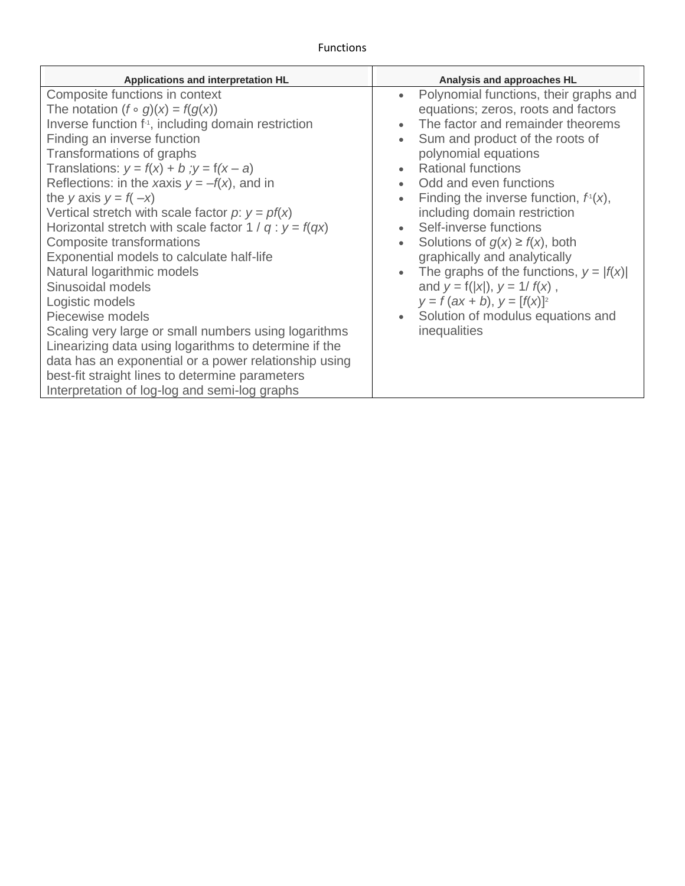# Functions

| Applications and interpretation HL | Analysis and approaches HL |
|---|---|
| Composite functions in context<br>The notation $(f \circ g)(x) = f(g(x))$<br>Inverse function $f^{-1}$, including domain restriction<br>Finding an inverse function<br>Transformations of graphs<br>Translations: $y = f(x) + b$ ; $y = f(x - a)$<br>Reflections: in the $x$axis $y = -f(x)$, and in the $y$ axis $y = f(-x)$<br>Vertical stretch with scale factor $p$: $y = pf(x)$<br>Horizontal stretch with scale factor $1 / q$ : $y = f(qx)$<br>Composite transformations<br>Exponential models to calculate half-life<br>Natural logarithmic models<br>Sinusoidal models<br>Logistic models<br>Piecewise models<br>Scaling very large or small numbers using logarithms<br>Linearizing data using logarithms to determine if the data has an exponential or a power relationship using best-fit straight lines to determine parameters<br>Interpretation of log-log and semi-log graphs | • Polynomial functions, their graphs and equations; zeros, roots and factors<br>• The factor and remainder theorems<br>• Sum and product of the roots of polynomial equations<br>• Rational functions<br>• Odd and even functions<br>• Finding the inverse function, $f^{-1}(x)$, including domain restriction<br>• Self-inverse functions<br>• Solutions of $g(x) \geq f(x)$, both graphically and analytically<br>• The graphs of the functions, $y = \|f(x)\|$ and $y = f(\|x\|)$, $y = 1/ f(x)$ , $y = f(ax + b)$, $y = [f(x)]^2$<br>• Solution of modulus equations and inequalities |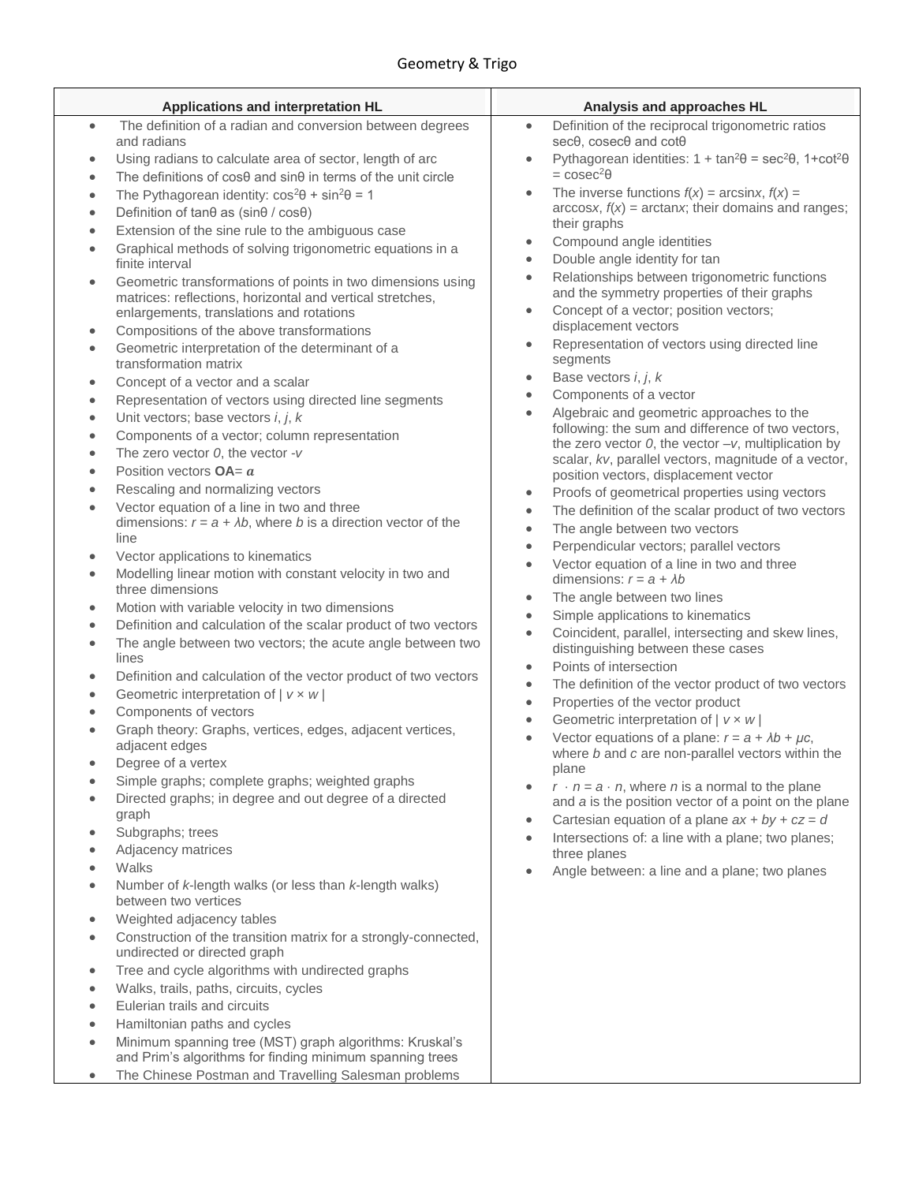# Geometry & Trigo

| Applications and interpretation HL | Analysis and approaches HL |
|---|---|
| • The definition of a radian and conversion between degrees and radians<br>• Using radians to calculate area of sector, length of arc<br>• The definitions of cosθ and sinθ in terms of the unit circle<br>• The Pythagorean identity: $\cos^2\theta + \sin^2\theta = 1$<br>• Definition of tanθ as (sinθ / cosθ)<br>• Extension of the sine rule to the ambiguous case<br>• Graphical methods of solving trigonometric equations in a finite interval<br>• Geometric transformations of points in two dimensions using matrices: reflections, horizontal and vertical stretches, enlargements, translations and rotations<br>• Compositions of the above transformations<br>• Geometric interpretation of the determinant of a transformation matrix<br>• Concept of a vector and a scalar<br>• Representation of vectors using directed line segments<br>• Unit vectors; base vectors *i*, *j*, *k*<br>• Components of a vector; column representation<br>• The zero vector *0*, the vector *-v*<br>• Position vectors **OA**= $\boldsymbol{a}$<br>• Rescaling and normalizing vectors<br>• Vector equation of a line in two and three dimensions: $r = a + \lambda b$, where *b* is a direction vector of the line<br>• Vector applications to kinematics<br>• Modelling linear motion with constant velocity in two and three dimensions<br>• Motion with variable velocity in two dimensions<br>• Definition and calculation of the scalar product of two vectors<br>• The angle between two vectors; the acute angle between two lines<br>• Definition and calculation of the vector product of two vectors<br>• Geometric interpretation of $\| v \times w \|$<br>• Components of vectors<br>• Graph theory: Graphs, vertices, edges, adjacent vertices, adjacent edges<br>• Degree of a vertex<br>• Simple graphs; complete graphs; weighted graphs<br>• Directed graphs; in degree and out degree of a directed graph<br>• Subgraphs; trees<br>• Adjacency matrices<br>• Walks<br>• Number of *k*-length walks (or less than *k*-length walks) between two vertices<br>• Weighted adjacency tables<br>• Construction of the transition matrix for a strongly-connected, undirected or directed graph<br>• Tree and cycle algorithms with undirected graphs<br>• Walks, trails, paths, circuits, cycles<br>• Eulerian trails and circuits<br>• Hamiltonian paths and cycles<br>• Minimum spanning tree (MST) graph algorithms: Kruskal's and Prim's algorithms for finding minimum spanning trees<br>• The Chinese Postman and Travelling Salesman problems | • Definition of the reciprocal trigonometric ratios secθ, cosecθ and cotθ<br>• Pythagorean identities: $1 + \tan^2\theta = \sec^2\theta$, $1+\cot^2\theta = \text{cosec}^2\theta$<br>• The inverse functions $f(x) = \arcsin x$, $f(x) = \arccos x$, $f(x) = \arctan x$; their domains and ranges; their graphs<br>• Compound angle identities<br>• Double angle identity for tan<br>• Relationships between trigonometric functions and the symmetry properties of their graphs<br>• Concept of a vector; position vectors; displacement vectors<br>• Representation of vectors using directed line segments<br>• Base vectors *i*, *j*, *k*<br>• Components of a vector<br>• Algebraic and geometric approaches to the following: the sum and difference of two vectors, the zero vector *0*, the vector *–v*, multiplication by scalar, *kv*, parallel vectors, magnitude of a vector, position vectors, displacement vector<br>• Proofs of geometrical properties using vectors<br>• The definition of the scalar product of two vectors<br>• The angle between two vectors<br>• Perpendicular vectors; parallel vectors<br>• Vector equation of a line in two and three dimensions: $r = a + \lambda b$<br>• The angle between two lines<br>• Simple applications to kinematics<br>• Coincident, parallel, intersecting and skew lines, distinguishing between these cases<br>• Points of intersection<br>• The definition of the vector product of two vectors<br>• Properties of the vector product<br>• Geometric interpretation of $\| v \times w \|$<br>• Vector equations of a plane: $r = a + \lambda b + \mu c$, where *b* and *c* are non-parallel vectors within the plane<br>• $r \cdot n = a \cdot n$, where *n* is a normal to the plane and *a* is the position vector of a point on the plane<br>• Cartesian equation of a plane $ax + by + cz = d$<br>• Intersections of: a line with a plane; two planes; three planes<br>• Angle between: a line and a plane; two planes |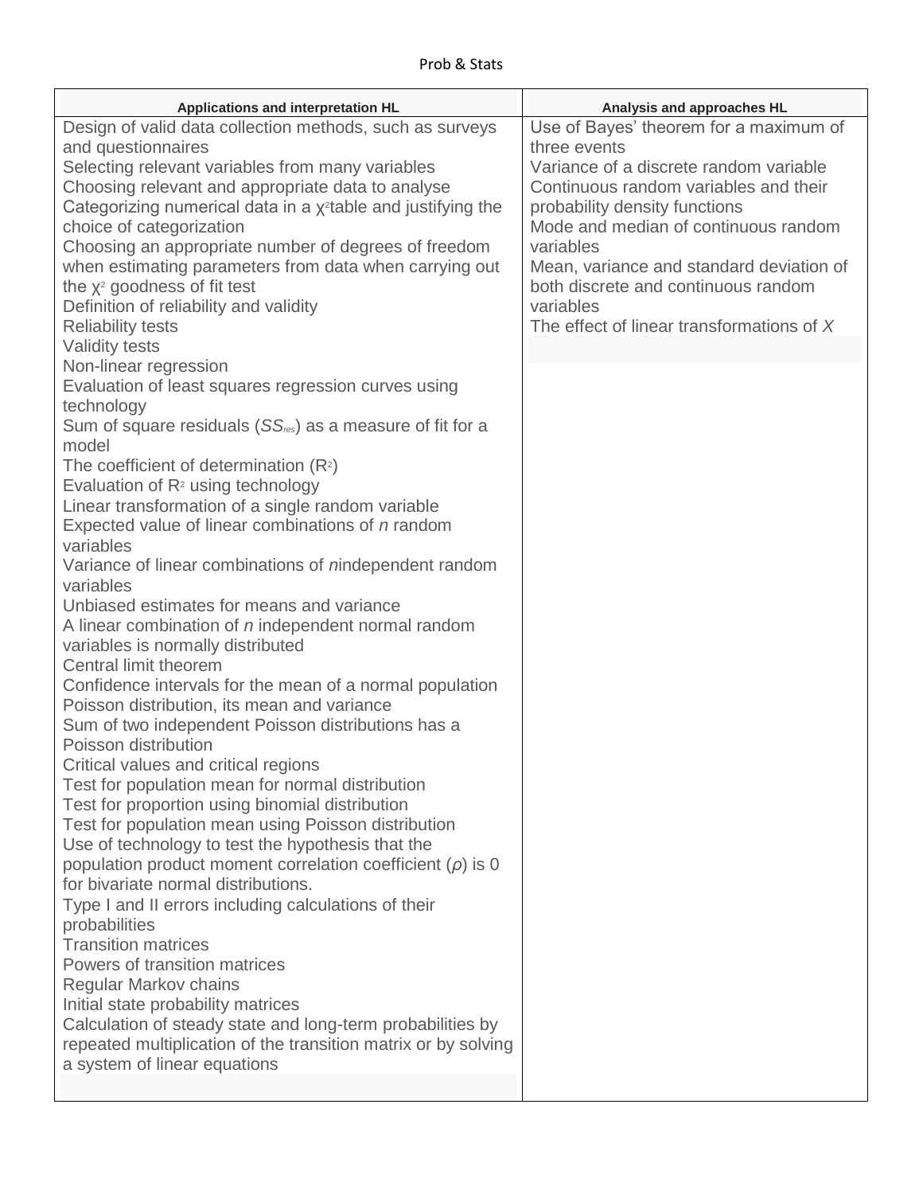Prob & Stats

| Applications and interpretation HL | Analysis and approaches HL |
| --- | --- |
| Design of valid data collection methods, such as surveys and questionnaires<br>Selecting relevant variables from many variables<br>Choosing relevant and appropriate data to analyse<br>Categorizing numerical data in a $\chi^2$ table and justifying the choice of categorization<br>Choosing an appropriate number of degrees of freedom when estimating parameters from data when carrying out the $\chi^2$ goodness of fit test<br>Definition of reliability and validity<br>Reliability tests<br>Validity tests<br>Non-linear regression<br>Evaluation of least squares regression curves using technology<br>Sum of square residuals ($SS_{res}$) as a measure of fit for a model<br>The coefficient of determination ($R^2$)<br>Evaluation of $R^2$ using technology<br>Linear transformation of a single random variable<br>Expected value of linear combinations of *n* random variables<br>Variance of linear combinations of *n*independent random variables<br>Unbiased estimates for means and variance<br>A linear combination of *n* independent normal random variables is normally distributed<br>Central limit theorem<br>Confidence intervals for the mean of a normal population<br>Poisson distribution, its mean and variance<br>Sum of two independent Poisson distributions has a Poisson distribution<br>Critical values and critical regions<br>Test for population mean for normal distribution<br>Test for proportion using binomial distribution<br>Test for population mean using Poisson distribution<br>Use of technology to test the hypothesis that the population product moment correlation coefficient ($\rho$) is 0 for bivariate normal distributions.<br>Type I and II errors including calculations of their probabilities<br>Transition matrices<br>Powers of transition matrices<br>Regular Markov chains<br>Initial state probability matrices<br>Calculation of steady state and long-term probabilities by repeated multiplication of the transition matrix or by solving a system of linear equations | Use of Bayes' theorem for a maximum of three events<br>Variance of a discrete random variable<br>Continuous random variables and their probability density functions<br>Mode and median of continuous random variables<br>Mean, variance and standard deviation of both discrete and continuous random variables<br>The effect of linear transformations of *X* |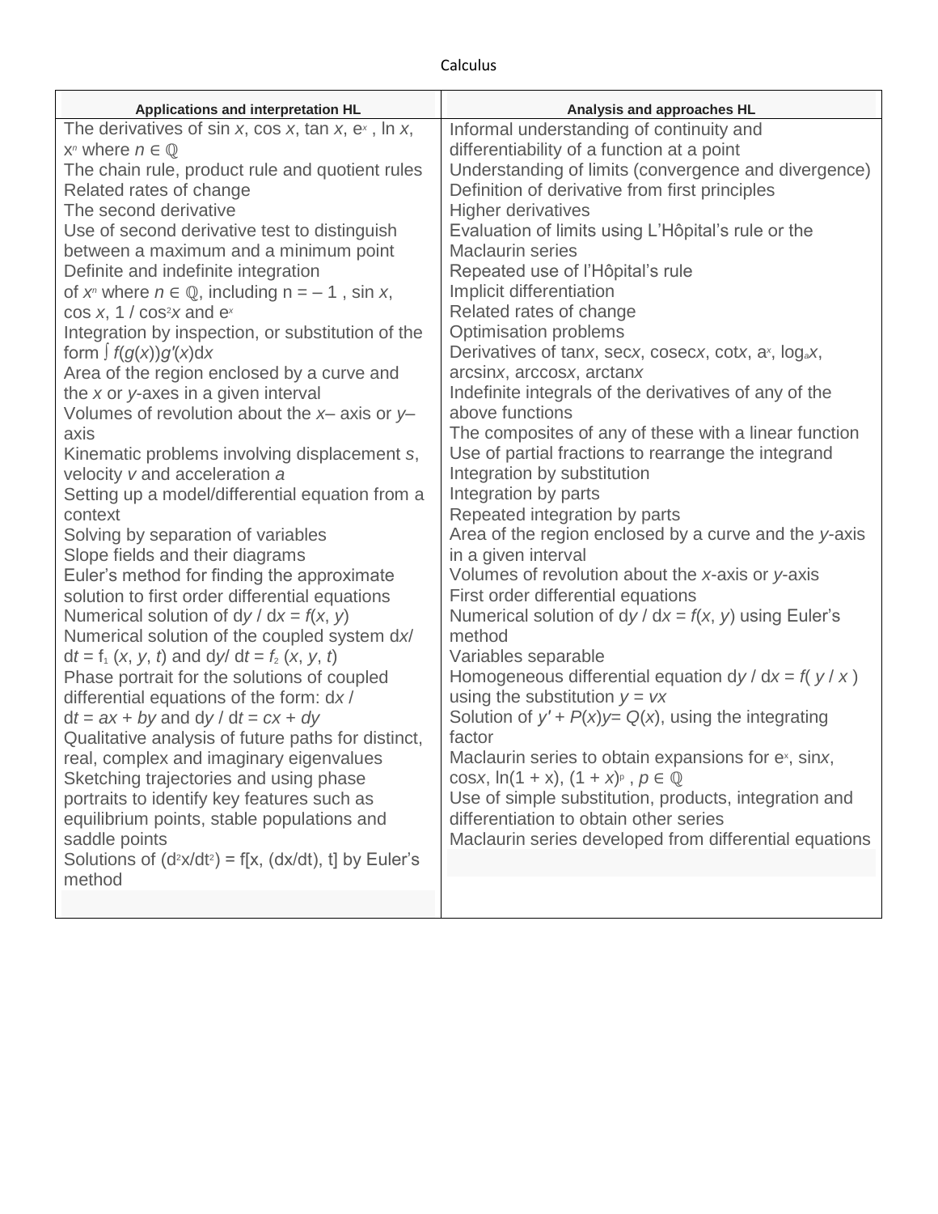# Calculus

| Applications and interpretation HL | Analysis and approaches HL |
|---|---|
| The derivatives of $\sin x$, $\cos x$, $\tan x$, $e^x$, $\ln x$, $x^n$ where $n \in \mathbb{Q}$<br>The chain rule, product rule and quotient rules<br>Related rates of change<br>The second derivative<br>Use of second derivative test to distinguish between a maximum and a minimum point<br>Definite and indefinite integration of $x^n$ where $n \in \mathbb{Q}$, including $n = -1$, $\sin x$, $\cos x$, $1 / \cos^2 x$ and $e^x$<br>Integration by inspection, or substitution of the form $\int f(g(x))g'(x)dx$<br>Area of the region enclosed by a curve and the $x$ or $y$-axes in a given interval<br>Volumes of revolution about the $x$– axis or $y$– axis<br>Kinematic problems involving displacement $s$, velocity $v$ and acceleration $a$<br>Setting up a model/differential equation from a context<br>Solving by separation of variables<br>Slope fields and their diagrams<br>Euler's method for finding the approximate solution to first order differential equations<br>Numerical solution of $dy / dx = f(x, y)$<br>Numerical solution of the coupled system $dx/dt = f_1(x, y, t)$ and $dy/dt = f_2(x, y, t)$<br>Phase portrait for the solutions of coupled differential equations of the form: $dx / dt = ax + by$ and $dy / dt = cx + dy$<br>Qualitative analysis of future paths for distinct, real, complex and imaginary eigenvalues<br>Sketching trajectories and using phase portraits to identify key features such as equilibrium points, stable populations and saddle points<br>Solutions of $(d^2x/dt^2) = f[x, (dx/dt), t]$ by Euler's method | Informal understanding of continuity and differentiability of a function at a point<br>Understanding of limits (convergence and divergence)<br>Definition of derivative from first principles<br>Higher derivatives<br>Evaluation of limits using L'Hôpital's rule or the Maclaurin series<br>Repeated use of l'Hôpital's rule<br>Implicit differentiation<br>Related rates of change<br>Optimisation problems<br>Derivatives of $\tan x$, $\sec x$, $\text{cosec} x$, $\cot x$, $a^x$, $\log_a x$, $\arcsin x$, $\arccos x$, $\arctan x$<br>Indefinite integrals of the derivatives of any of the above functions<br>The composites of any of these with a linear function<br>Use of partial fractions to rearrange the integrand<br>Integration by substitution<br>Integration by parts<br>Repeated integration by parts<br>Area of the region enclosed by a curve and the $y$-axis in a given interval<br>Volumes of revolution about the $x$-axis or $y$-axis<br>First order differential equations<br>Numerical solution of $dy / dx = f(x, y)$ using Euler's method<br>Variables separable<br>Homogeneous differential equation $dy / dx = f(y / x)$ using the substitution $y = vx$<br>Solution of $y' + P(x)y = Q(x)$, using the integrating factor<br>Maclaurin series to obtain expansions for $e^x$, $\sin x$, $\cos x$, $\ln(1 + x)$, $(1 + x)^p$, $p \in \mathbb{Q}$<br>Use of simple substitution, products, integration and differentiation to obtain other series<br>Maclaurin series developed from differential equations |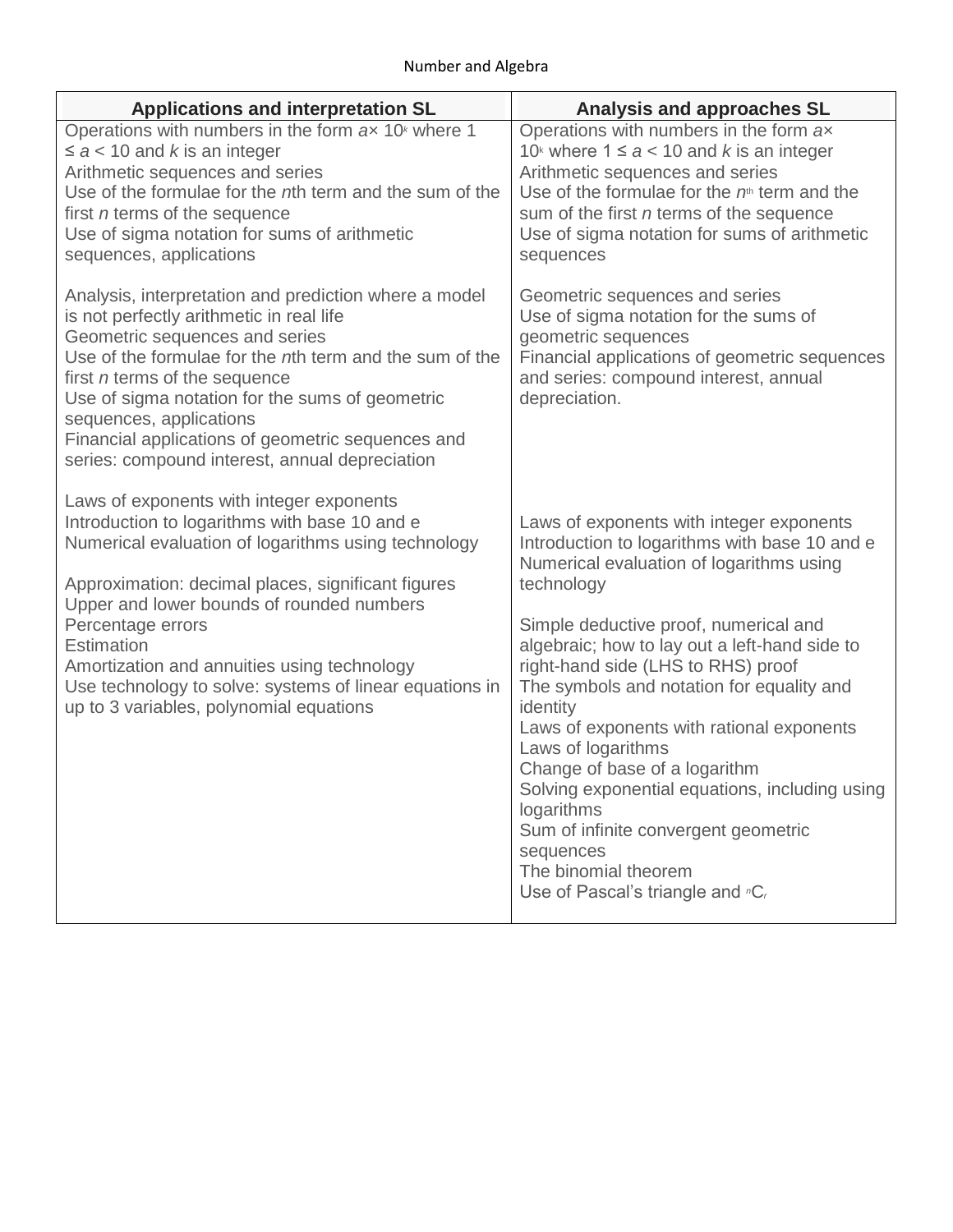Number and Algebra

| Applications and interpretation SL | Analysis and approaches SL |
|---|---|
| Operations with numbers in the form $a \times 10^k$ where $1 \leq a < 10$ and $k$ is an integer<br>Arithmetic sequences and series<br>Use of the formulae for the $n$th term and the sum of the first $n$ terms of the sequence<br>Use of sigma notation for sums of arithmetic sequences, applications<br><br>Analysis, interpretation and prediction where a model is not perfectly arithmetic in real life<br>Geometric sequences and series<br>Use of the formulae for the $n$th term and the sum of the first $n$ terms of the sequence<br>Use of sigma notation for the sums of geometric sequences, applications<br>Financial applications of geometric sequences and series: compound interest, annual depreciation<br><br>Laws of exponents with integer exponents<br>Introduction to logarithms with base 10 and e<br>Numerical evaluation of logarithms using technology<br><br>Approximation: decimal places, significant figures<br>Upper and lower bounds of rounded numbers<br>Percentage errors<br>Estimation<br>Amortization and annuities using technology<br>Use technology to solve: systems of linear equations in up to 3 variables, polynomial equations | Operations with numbers in the form $a \times 10^k$ where $1 \leq a < 10$ and $k$ is an integer<br>Arithmetic sequences and series<br>Use of the formulae for the $n^{th}$ term and the sum of the first $n$ terms of the sequence<br>Use of sigma notation for sums of arithmetic sequences<br><br>Geometric sequences and series<br>Use of sigma notation for the sums of geometric sequences<br>Financial applications of geometric sequences and series: compound interest, annual depreciation.<br><br>Laws of exponents with integer exponents<br>Introduction to logarithms with base 10 and e<br>Numerical evaluation of logarithms using technology<br><br>Simple deductive proof, numerical and algebraic; how to lay out a left-hand side to right-hand side (LHS to RHS) proof<br>The symbols and notation for equality and identity<br>Laws of exponents with rational exponents<br>Laws of logarithms<br>Change of base of a logarithm<br>Solving exponential equations, including using logarithms<br>Sum of infinite convergent geometric sequences<br>The binomial theorem<br>Use of Pascal's triangle and ${}^nC_r$ |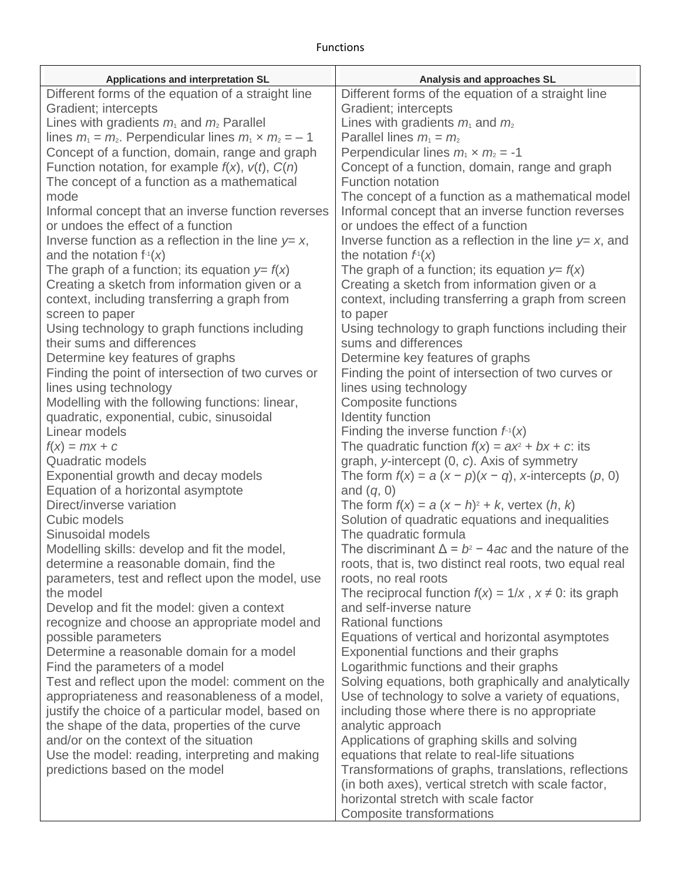Functions

| Applications and interpretation SL | Analysis and approaches SL |
|---|---|
| Different forms of the equation of a straight line<br>Gradient; intercepts<br>Lines with gradients $m_1$ and $m_2$ Parallel lines $m_1 = m_2$. Perpendicular lines $m_1 \times m_2 = -1$<br>Concept of a function, domain, range and graph<br>Function notation, for example $f(x)$, $v(t)$, $C(n)$<br>The concept of a function as a mathematical mode<br>Informal concept that an inverse function reverses or undoes the effect of a function<br>Inverse function as a reflection in the line $y = x$, and the notation $f^{-1}(x)$<br>The graph of a function; its equation $y = f(x)$<br>Creating a sketch from information given or a context, including transferring a graph from screen to paper<br>Using technology to graph functions including their sums and differences<br>Determine key features of graphs<br>Finding the point of intersection of two curves or lines using technology<br>Modelling with the following functions: linear, quadratic, exponential, cubic, sinusoidal<br>Linear models<br>$f(x) = mx + c$<br>Quadratic models<br>Exponential growth and decay models<br>Equation of a horizontal asymptote<br>Direct/inverse variation<br>Cubic models<br>Sinusoidal models<br>Modelling skills: develop and fit the model, determine a reasonable domain, find the parameters, test and reflect upon the model, use the model<br>Develop and fit the model: given a context recognize and choose an appropriate model and possible parameters<br>Determine a reasonable domain for a model<br>Find the parameters of a model<br>Test and reflect upon the model: comment on the appropriateness and reasonableness of a model, justify the choice of a particular model, based on the shape of the data, properties of the curve and/or on the context of the situation<br>Use the model: reading, interpreting and making predictions based on the model | Different forms of the equation of a straight line<br>Gradient; intercepts<br>Lines with gradients $m_1$ and $m_2$<br>Parallel lines $m_1 = m_2$<br>Perpendicular lines $m_1 \times m_2 = -1$<br>Concept of a function, domain, range and graph<br>Function notation<br>The concept of a function as a mathematical model<br>Informal concept that an inverse function reverses or undoes the effect of a function<br>Inverse function as a reflection in the line $y = x$, and the notation $f^{-1}(x)$<br>The graph of a function; its equation $y = f(x)$<br>Creating a sketch from information given or a context, including transferring a graph from screen to paper<br>Using technology to graph functions including their sums and differences<br>Determine key features of graphs<br>Finding the point of intersection of two curves or lines using technology<br>Composite functions<br>Identity function<br>Finding the inverse function $f^{-1}(x)$<br>The quadratic function $f(x) = ax^2 + bx + c$: its graph, $y$-intercept $(0, c)$. Axis of symmetry<br>The form $f(x) = a(x - p)(x - q)$, $x$-intercepts $(p, 0)$ and $(q, 0)$<br>The form $f(x) = a(x - h)^2 + k$, vertex $(h, k)$<br>Solution of quadratic equations and inequalities<br>The quadratic formula<br>The discriminant $\Delta = b^2 - 4ac$ and the nature of the roots, that is, two distinct real roots, two equal real roots, no real roots<br>The reciprocal function $f(x) = 1/x$, $x \neq 0$: its graph and self-inverse nature<br>Rational functions<br>Equations of vertical and horizontal asymptotes<br>Exponential functions and their graphs<br>Logarithmic functions and their graphs<br>Solving equations, both graphically and analytically<br>Use of technology to solve a variety of equations, including those where there is no appropriate analytic approach<br>Applications of graphing skills and solving equations that relate to real-life situations<br>Transformations of graphs, translations, reflections (in both axes), vertical stretch with scale factor, horizontal stretch with scale factor<br>Composite transformations |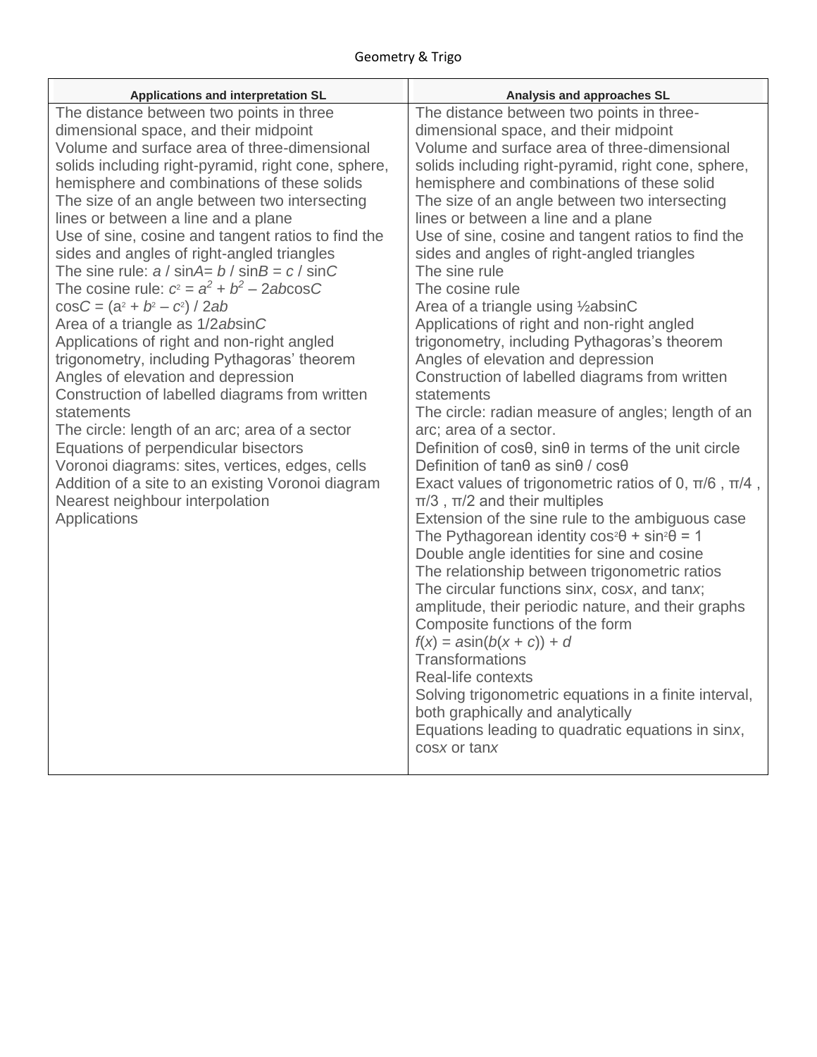Geometry & Trigo

| Applications and interpretation SL | Analysis and approaches SL |
|---|---|
| The distance between two points in three dimensional space, and their midpoint<br>Volume and surface area of three-dimensional solids including right-pyramid, right cone, sphere, hemisphere and combinations of these solids<br>The size of an angle between two intersecting lines or between a line and a plane<br>Use of sine, cosine and tangent ratios to find the sides and angles of right-angled triangles<br>The sine rule: $a / \sin A = b / \sin B = c / \sin C$<br>The cosine rule: $c^2 = a^2 + b^2 - 2ab\cos C$<br>$\cos C = (a^2 + b^2 - c^2) / 2ab$<br>Area of a triangle as $1/2ab\sin C$<br>Applications of right and non-right angled trigonometry, including Pythagoras' theorem<br>Angles of elevation and depression<br>Construction of labelled diagrams from written statements<br>The circle: length of an arc; area of a sector<br>Equations of perpendicular bisectors<br>Voronoi diagrams: sites, vertices, edges, cells<br>Addition of a site to an existing Voronoi diagram<br>Nearest neighbour interpolation<br>Applications | The distance between two points in three-dimensional space, and their midpoint<br>Volume and surface area of three-dimensional solids including right-pyramid, right cone, sphere, hemisphere and combinations of these solid<br>The size of an angle between two intersecting lines or between a line and a plane<br>Use of sine, cosine and tangent ratios to find the sides and angles of right-angled triangles<br>The sine rule<br>The cosine rule<br>Area of a triangle using $\frac{1}{2}ab\sin C$<br>Applications of right and non-right angled trigonometry, including Pythagoras's theorem<br>Angles of elevation and depression<br>Construction of labelled diagrams from written statements<br>The circle: radian measure of angles; length of an arc; area of a sector.<br>Definition of $\cos\theta$, $\sin\theta$ in terms of the unit circle<br>Definition of $\tan\theta$ as $\sin\theta / \cos\theta$<br>Exact values of trigonometric ratios of $0$, $\pi/6$, $\pi/4$, $\pi/3$, $\pi/2$ and their multiples<br>Extension of the sine rule to the ambiguous case<br>The Pythagorean identity $\cos^2\theta + \sin^2\theta = 1$<br>Double angle identities for sine and cosine<br>The relationship between trigonometric ratios<br>The circular functions $\sin x$, $\cos x$, and $\tan x$; amplitude, their periodic nature, and their graphs<br>Composite functions of the form $f(x) = a\sin(b(x + c)) + d$<br>Transformations<br>Real-life contexts<br>Solving trigonometric equations in a finite interval, both graphically and analytically<br>Equations leading to quadratic equations in $\sin x$, $\cos x$ or $\tan x$ |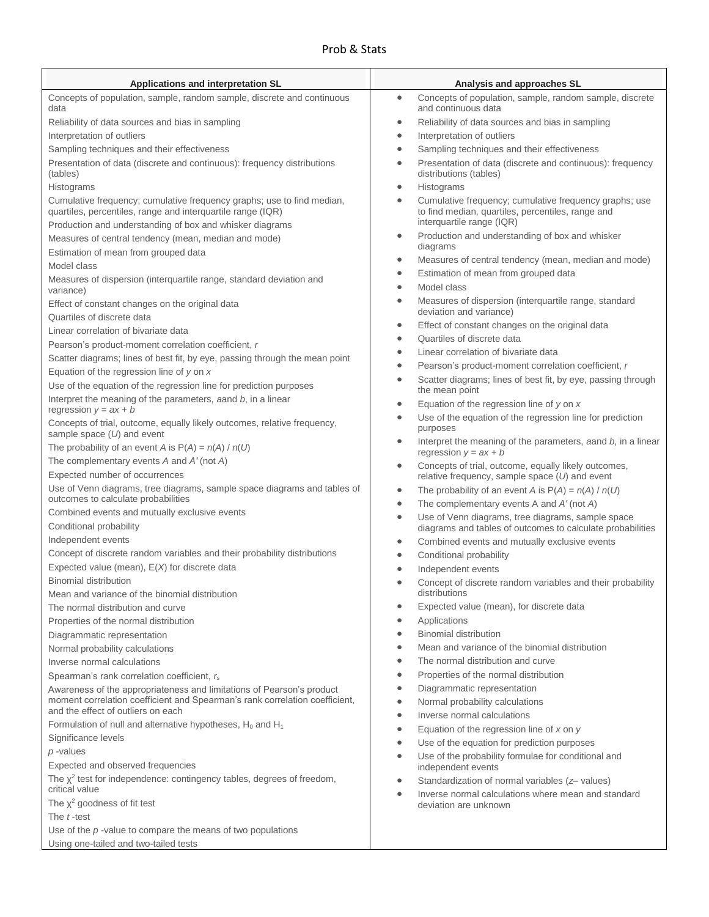# Prob & Stats

| Applications and interpretation SL | Analysis and approaches SL |
|---|---|
| Concepts of population, sample, random sample, discrete and continuous data | Concepts of population, sample, random sample, discrete and continuous data |
| Reliability of data sources and bias in sampling | Reliability of data sources and bias in sampling |
| Interpretation of outliers | Interpretation of outliers |
| Sampling techniques and their effectiveness | Sampling techniques and their effectiveness |
| Presentation of data (discrete and continuous): frequency distributions (tables) | Presentation of data (discrete and continuous): frequency distributions (tables) |
| Histograms | Histograms |
| Cumulative frequency; cumulative frequency graphs; use to find median, quartiles, percentiles, range and interquartile range (IQR) | Cumulative frequency; cumulative frequency graphs; use to find median, quartiles, percentiles, range and interquartile range (IQR) |
| Production and understanding of box and whisker diagrams | Production and understanding of box and whisker diagrams |
| Measures of central tendency (mean, median and mode) | Measures of central tendency (mean, median and mode) |
| Estimation of mean from grouped data | Estimation of mean from grouped data |
| Model class | Model class |
| Measures of dispersion (interquartile range, standard deviation and variance) | Measures of dispersion (interquartile range, standard deviation and variance) |
| Effect of constant changes on the original data | Effect of constant changes on the original data |
| Quartiles of discrete data | Quartiles of discrete data |
| Linear correlation of bivariate data | Linear correlation of bivariate data |
| Pearson's product-moment correlation coefficient, $r$ | Pearson's product-moment correlation coefficient, $r$ |
| Scatter diagrams; lines of best fit, by eye, passing through the mean point | Scatter diagrams; lines of best fit, by eye, passing through the mean point |
| Equation of the regression line of $y$ on $x$ | Equation of the regression line of $y$ on $x$ |
| Use of the equation of the regression line for prediction purposes | Use of the equation of the regression line for prediction purposes |
| Interpret the meaning of the parameters, $a$and $b$, in a linear regression $y = ax + b$ | Interpret the meaning of the parameters, $a$and $b$, in a linear regression $y = ax + b$ |
| Concepts of trial, outcome, equally likely outcomes, relative frequency, sample space ($U$) and event | Concepts of trial, outcome, equally likely outcomes, relative frequency, sample space ($U$) and event |
| The probability of an event $A$ is $P(A) = n(A) / n(U)$ | The probability of an event $A$ is $P(A) = n(A) / n(U)$ |
| The complementary events $A$ and $A'$ (not $A$) | The complementary events A and $A'$ (not $A$) |
| Expected number of occurrences | Use of Venn diagrams, tree diagrams, sample space diagrams and tables of outcomes to calculate probabilities |
| Use of Venn diagrams, tree diagrams, sample space diagrams and tables of outcomes to calculate probabilities | Combined events and mutually exclusive events |
| Combined events and mutually exclusive events | Conditional probability |
| Conditional probability | Independent events |
| Independent events | Concept of discrete random variables and their probability distributions |
| Concept of discrete random variables and their probability distributions | Expected value (mean), for discrete data |
| Expected value (mean), $E(X)$ for discrete data | Applications |
| Binomial distribution | Binomial distribution |
| Mean and variance of the binomial distribution | Mean and variance of the binomial distribution |
| The normal distribution and curve | The normal distribution and curve |
| Properties of the normal distribution | Properties of the normal distribution |
| Diagrammatic representation | Diagrammatic representation |
| Normal probability calculations | Normal probability calculations |
| Inverse normal calculations | Inverse normal calculations |
| Spearman's rank correlation coefficient, $r_s$ | Equation of the regression line of $x$ on $y$ |
| Awareness of the appropriateness and limitations of Pearson's product moment correlation coefficient and Spearman's rank correlation coefficient, and the effect of outliers on each | Use of the equation for prediction purposes |
| Formulation of null and alternative hypotheses, $H_0$ and $H_1$ | Use of the probability formulae for conditional and independent events |
| Significance levels | Standardization of normal variables ($z$– values) |
| $p$ -values | Inverse normal calculations where mean and standard deviation are unknown |
| Expected and observed frequencies | |
| The $\chi^2$ test for independence: contingency tables, degrees of freedom, critical value | |
| The $\chi^2$ goodness of fit test | |
| The $t$ -test | |
| Use of the $p$ -value to compare the means of two populations | |
| Using one-tailed and two-tailed tests | |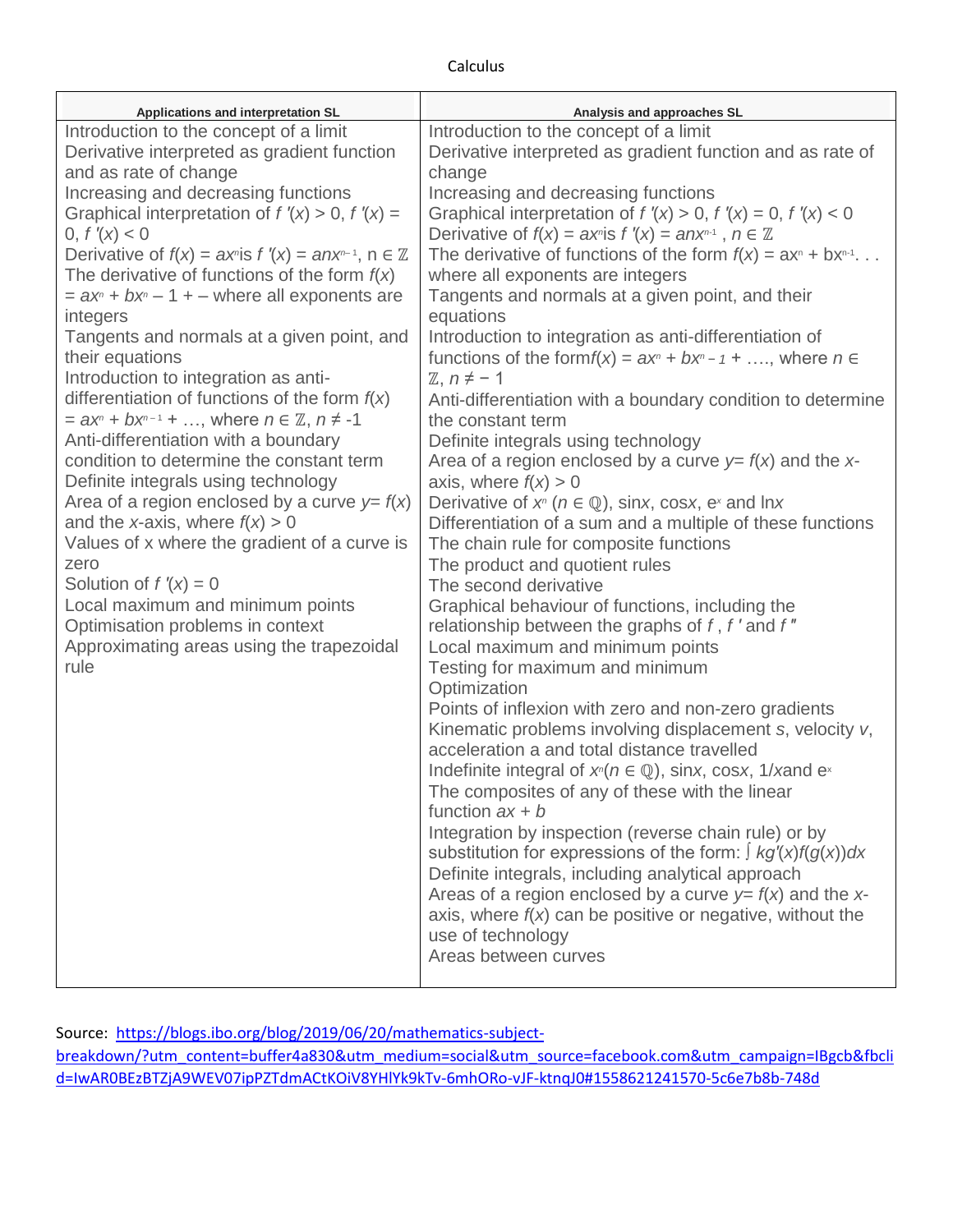Calculus

| Applications and interpretation SL | Analysis and approaches SL |
|---|---|
| Introduction to the concept of a limit<br>Derivative interpreted as gradient function and as rate of change<br>Increasing and decreasing functions<br>Graphical interpretation of $f'(x) > 0$, $f'(x) = 0$, $f'(x) < 0$<br>Derivative of $f(x) = ax^n$ is $f'(x) = anx^{n-1}$, $n \in \mathbb{Z}$<br>The derivative of functions of the form $f(x) = ax^n + bx^n - 1 + -$ where all exponents are integers<br>Tangents and normals at a given point, and their equations<br>Introduction to integration as anti-differentiation of functions of the form $f(x) = ax^n + bx^{n-1} + \ldots$, where $n \in \mathbb{Z}$, $n \neq -1$<br>Anti-differentiation with a boundary condition to determine the constant term<br>Definite integrals using technology<br>Area of a region enclosed by a curve $y= f(x)$ and the $x$-axis, where $f(x) > 0$<br>Values of x where the gradient of a curve is zero<br>Solution of $f'(x) = 0$<br>Local maximum and minimum points<br>Optimisation problems in context<br>Approximating areas using the trapezoidal rule | Introduction to the concept of a limit<br>Derivative interpreted as gradient function and as rate of change<br>Increasing and decreasing functions<br>Graphical interpretation of $f'(x) > 0$, $f'(x) = 0$, $f'(x) < 0$<br>Derivative of $f(x) = ax^n$ is $f'(x) = anx^{n-1}$, $n \in \mathbb{Z}$<br>The derivative of functions of the form $f(x) = ax^n + bx^{n-1} \ldots$ where all exponents are integers<br>Tangents and normals at a given point, and their equations<br>Introduction to integration as anti-differentiation of functions of the form $f(x) = ax^n + bx^{n-1} + \ldots$, where $n \in \mathbb{Z}$, $n \neq -1$<br>Anti-differentiation with a boundary condition to determine the constant term<br>Definite integrals using technology<br>Area of a region enclosed by a curve $y= f(x)$ and the $x$-axis, where $f(x) > 0$<br>Derivative of $x^n$ ($n \in \mathbb{Q}$), $\sin x$, $\cos x$, $e^x$ and $\ln x$<br>Differentiation of a sum and a multiple of these functions<br>The chain rule for composite functions<br>The product and quotient rules<br>The second derivative<br>Graphical behaviour of functions, including the relationship between the graphs of $f$, $f'$ and $f''$<br>Local maximum and minimum points<br>Testing for maximum and minimum<br>Optimization<br>Points of inflexion with zero and non-zero gradients<br>Kinematic problems involving displacement $s$, velocity $v$, acceleration a and total distance travelled<br>Indefinite integral of $x^n$ ($n \in \mathbb{Q}$), $\sin x$, $\cos x$, $1/x$ and $e^x$<br>The composites of any of these with the linear function $ax + b$<br>Integration by inspection (reverse chain rule) or by substitution for expressions of the form: $\int kg'(x)f(g(x))dx$<br>Definite integrals, including analytical approach<br>Areas of a region enclosed by a curve $y= f(x)$ and the $x$-axis, where $f(x)$ can be positive or negative, without the use of technology<br>Areas between curves |

Source: https://blogs.ibo.org/blog/2019/06/20/mathematics-subject-breakdown/?utm_content=buffer4a830&utm_medium=social&utm_source=facebook.com&utm_campaign=IBgcb&fbclid=IwAR0BEzBTZjA9WEV07ipPZTdmACtKOiV8YHlYk9kTv-6mhORo-vJF-ktnqJ0#1558621241570-5c6e7b8b-748d